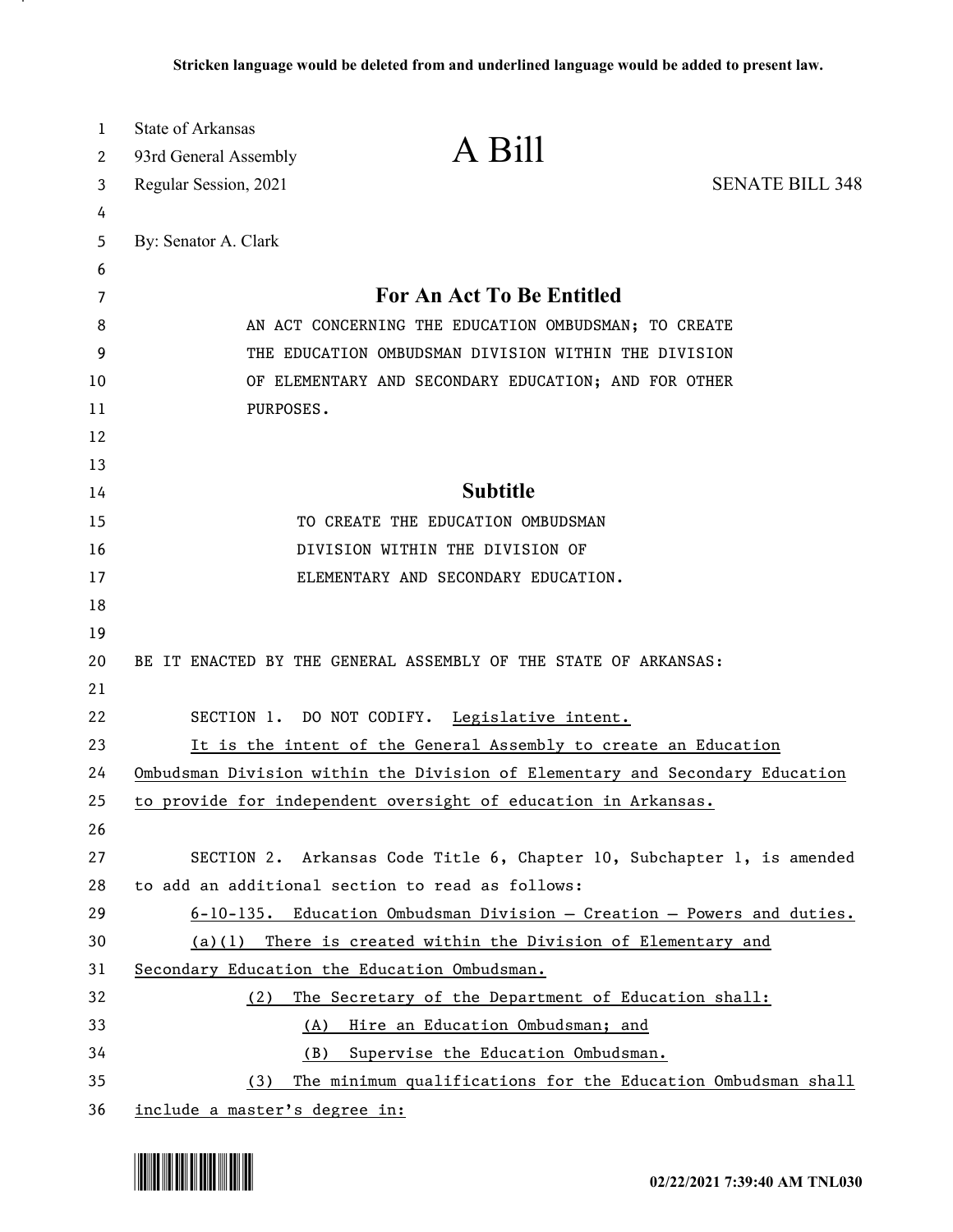Stricken language would be deleted from and underlined language would be added to present law.

State of Arkansas
93rd General Assembly
Regular Session, 2021

# A Bill

SENATE BILL 348

By: Senator A. Clark

## For An Act To Be Entitled

AN ACT CONCERNING THE EDUCATION OMBUDSMAN; TO CREATE THE EDUCATION OMBUDSMAN DIVISION WITHIN THE DIVISION OF ELEMENTARY AND SECONDARY EDUCATION; AND FOR OTHER PURPOSES.

## Subtitle

TO CREATE THE EDUCATION OMBUDSMAN DIVISION WITHIN THE DIVISION OF ELEMENTARY AND SECONDARY EDUCATION.

BE IT ENACTED BY THE GENERAL ASSEMBLY OF THE STATE OF ARKANSAS:

SECTION 1. DO NOT CODIFY. Legislative intent.

It is the intent of the General Assembly to create an Education Ombudsman Division within the Division of Elementary and Secondary Education to provide for independent oversight of education in Arkansas.

SECTION 2. Arkansas Code Title 6, Chapter 10, Subchapter 1, is amended to add an additional section to read as follows:

6-10-135. Education Ombudsman Division — Creation — Powers and duties.

(a)(1) There is created within the Division of Elementary and Secondary Education the Education Ombudsman.

(2) The Secretary of the Department of Education shall:

(A) Hire an Education Ombudsman; and

(B) Supervise the Education Ombudsman.

(3) The minimum qualifications for the Education Ombudsman shall include a master's degree in: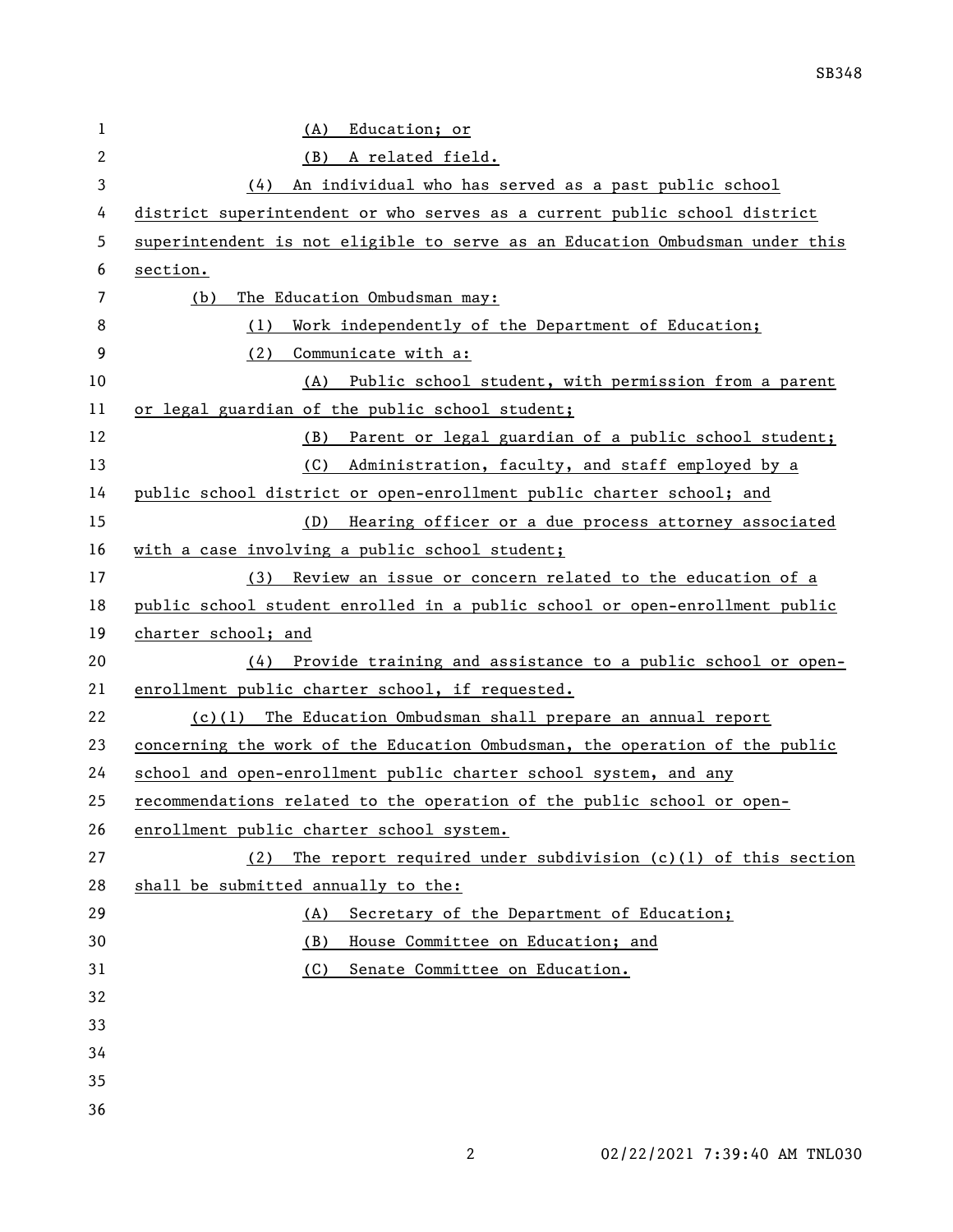(A) Education; or

(B) A related field.

(4) An individual who has served as a past public school district superintendent or who serves as a current public school district superintendent is not eligible to serve as an Education Ombudsman under this section.

(b) The Education Ombudsman may:

(1) Work independently of the Department of Education;

(2) Communicate with a:

(A) Public school student, with permission from a parent or legal guardian of the public school student;

(B) Parent or legal guardian of a public school student;

(C) Administration, faculty, and staff employed by a public school district or open-enrollment public charter school; and

(D) Hearing officer or a due process attorney associated with a case involving a public school student;

(3) Review an issue or concern related to the education of a public school student enrolled in a public school or open-enrollment public charter school; and

(4) Provide training and assistance to a public school or open-enrollment public charter school, if requested.

(c)(1) The Education Ombudsman shall prepare an annual report concerning the work of the Education Ombudsman, the operation of the public school and open-enrollment public charter school system, and any recommendations related to the operation of the public school or open-enrollment public charter school system.

(2) The report required under subdivision (c)(1) of this section shall be submitted annually to the:

(A) Secretary of the Department of Education;

(B) House Committee on Education; and

(C) Senate Committee on Education.